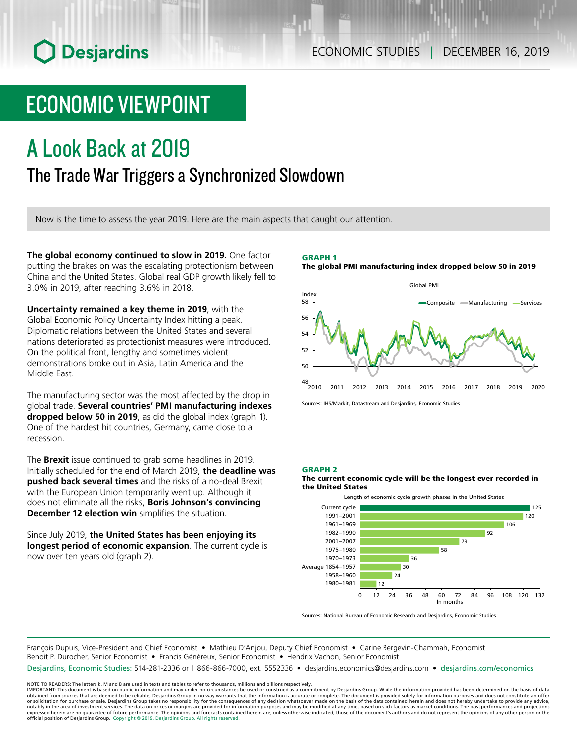ECONOMIC STUDIES | DECEMBER 16, 2019

# ECONOMIC VIEWPOINT

# A Look Back at 2019

## The Trade War Triggers a Synchronized Slowdown

Now is the time to assess the year 2019. Here are the main aspects that caught our attention.

**The global economy continued to slow in 2019.** One factor putting the brakes on was the escalating protectionism between China and the United States. Global real GDP growth likely fell to 3.0% in 2019, after reaching 3.6% in 2018.

**Uncertainty remained a key theme in 2019**, with the Global Economic Policy Uncertainty Index hitting a peak. Diplomatic relations between the United States and several nations deteriorated as protectionist measures were introduced. On the political front, lengthy and sometimes violent demonstrations broke out in Asia, Latin America and the Middle East.

The manufacturing sector was the most affected by the drop in global trade. **Several countries' PMI manufacturing indexes dropped below 50 in 2019**, as did the global index (graph 1). One of the hardest hit countries, Germany, came close to a recession.

The **Brexit** issue continued to grab some headlines in 2019. Initially scheduled for the end of March 2019, **the deadline was pushed back several times** and the risks of a no-deal Brexit with the European Union temporarily went up. Although it does not eliminate all the risks, **Boris Johnson's convincing December 12 election win** simplifies the situation.

Since July 2019, **the United States has been enjoying its longest period of economic expansion**. The current cycle is now over ten years old (graph 2).

**GRAPH 1**
**The global PMI manufacturing index dropped below 50 in 2019**

Sources: IHS/Markit, Datastream and Desjardins, Economic Studies

**GRAPH 2**
**The current economic cycle will be the longest ever recorded in the United States**

Length of economic cycle growth phases in the United States (in months)

| Cycle | Months |
|---|---|
| Current cycle | 125 |
| 1991–2001 | 120 |
| 1961–1969 | 106 |
| 1982–1990 | 92 |
| 2001–2007 | 73 |
| 1975–1980 | 58 |
| 1970–1973 | 36 |
| Average 1854–1957 | 30 |
| 1958–1960 | 24 |
| 1980–1981 | 12 |

Sources: National Bureau of Economic Research and Desjardins, Economic Studies

François Dupuis, Vice-President and Chief Economist • Mathieu D'Anjou, Deputy Chief Economist • Carine Bergevin-Chammah, Economist
Benoit P. Durocher, Senior Economist • Francis Généreux, Senior Economist • Hendrix Vachon, Senior Economist

Desjardins, Economic Studies: 514-281-2336 or 1 866-866-7000, ext. 5552336 • desjardins.economics@desjardins.com • desjardins.com/economics

NOTE TO READERS: The letters k, M and B are used in texts and tables to refer to thousands, millions and billions respectively.
IMPORTANT: This document is based on public information and may under no circumstances be used or construed as a commitment by Desjardins Group. While the information provided has been determined on the basis of data obtained from sources that are deemed to be reliable, Desjardins Group in no way warrants that the information is accurate or complete. The document is provided solely for information purposes and does not constitute an offer or solicitation for purchase or sale. Desjardins Group takes no responsibility for the consequences of any decision whatsoever made on the basis of the data contained herein and does not hereby undertake to provide any advice, notably in the area of investment services. The data on prices or margins are provided for information purposes and may be modified at any time, based on such factors as market conditions. The past performances and projections expressed herein are no guarantee of future performance. The opinions and forecasts contained herein are, unless otherwise indicated, those of the document's authors and do not represent the opinions of any other person or the official position of Desjardins Group. Copyright © 2019, Desjardins Group. All rights reserved.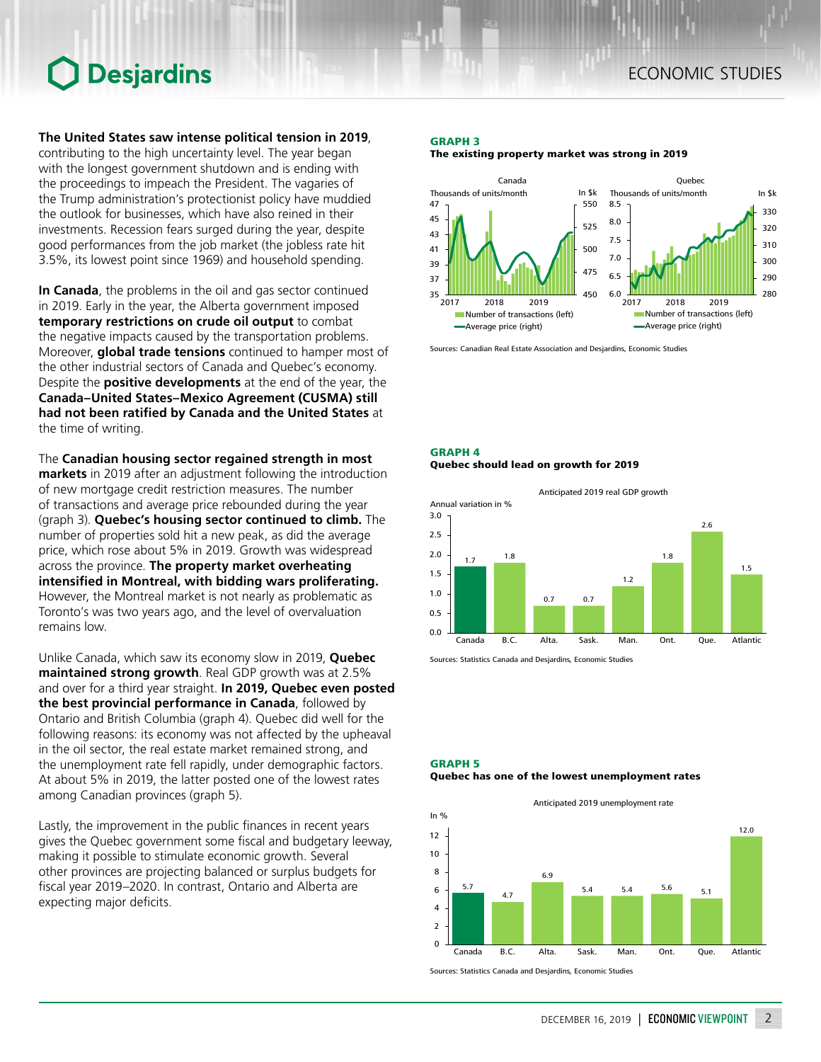**The United States saw intense political tension in 2019**, contributing to the high uncertainty level. The year began with the longest government shutdown and is ending with the proceedings to impeach the President. The vagaries of the Trump administration's protectionist policy have muddied the outlook for businesses, which have also reined in their investments. Recession fears surged during the year, despite good performances from the job market (the jobless rate hit 3.5%, its lowest point since 1969) and household spending.

**In Canada**, the problems in the oil and gas sector continued in 2019. Early in the year, the Alberta government imposed **temporary restrictions on crude oil output** to combat the negative impacts caused by the transportation problems. Moreover, **global trade tensions** continued to hamper most of the other industrial sectors of Canada and Quebec's economy. Despite the **positive developments** at the end of the year, the **Canada–United States–Mexico Agreement (CUSMA) still had not been ratified by Canada and the United States** at the time of writing.

The **Canadian housing sector regained strength in most markets** in 2019 after an adjustment following the introduction of new mortgage credit restriction measures. The number of transactions and average price rebounded during the year (graph 3). **Quebec's housing sector continued to climb.** The number of properties sold hit a new peak, as did the average price, which rose about 5% in 2019. Growth was widespread across the province. **The property market overheating intensified in Montreal, with bidding wars proliferating.** However, the Montreal market is not nearly as problematic as Toronto's was two years ago, and the level of overvaluation remains low.

Unlike Canada, which saw its economy slow in 2019, **Quebec maintained strong growth**. Real GDP growth was at 2.5% and over for a third year straight. **In 2019, Quebec even posted the best provincial performance in Canada**, followed by Ontario and British Columbia (graph 4). Quebec did well for the following reasons: its economy was not affected by the upheaval in the oil sector, the real estate market remained strong, and the unemployment rate fell rapidly, under demographic factors. At about 5% in 2019, the latter posted one of the lowest rates among Canadian provinces (graph 5).

Lastly, the improvement in the public finances in recent years gives the Quebec government some fiscal and budgetary leeway, making it possible to stimulate economic growth. Several other provinces are projecting balanced or surplus budgets for fiscal year 2019–2020. In contrast, Ontario and Alberta are expecting major deficits.

**GRAPH 3**
**The existing property market was strong in 2019**

Sources: Canadian Real Estate Association and Desjardins, Economic Studies

**GRAPH 4**
**Quebec should lead on growth for 2019**

Anticipated 2019 real GDP growth (Annual variation in %)

| Canada | B.C. | Alta. | Sask. | Man. | Ont. | Que. | Atlantic |
|---|---|---|---|---|---|---|---|
| 1.7 | 1.8 | 0.7 | 0.7 | 1.2 | 1.8 | 2.6 | 1.5 |

Sources: Statistics Canada and Desjardins, Economic Studies

**GRAPH 5**
**Quebec has one of the lowest unemployment rates**

Anticipated 2019 unemployment rate (In %)

| Canada | B.C. | Alta. | Sask. | Man. | Ont. | Que. | Atlantic |
|---|---|---|---|---|---|---|---|
| 5.7 | 4.7 | 6.9 | 5.4 | 5.4 | 5.6 | 5.1 | 12.0 |

Sources: Statistics Canada and Desjardins, Economic Studies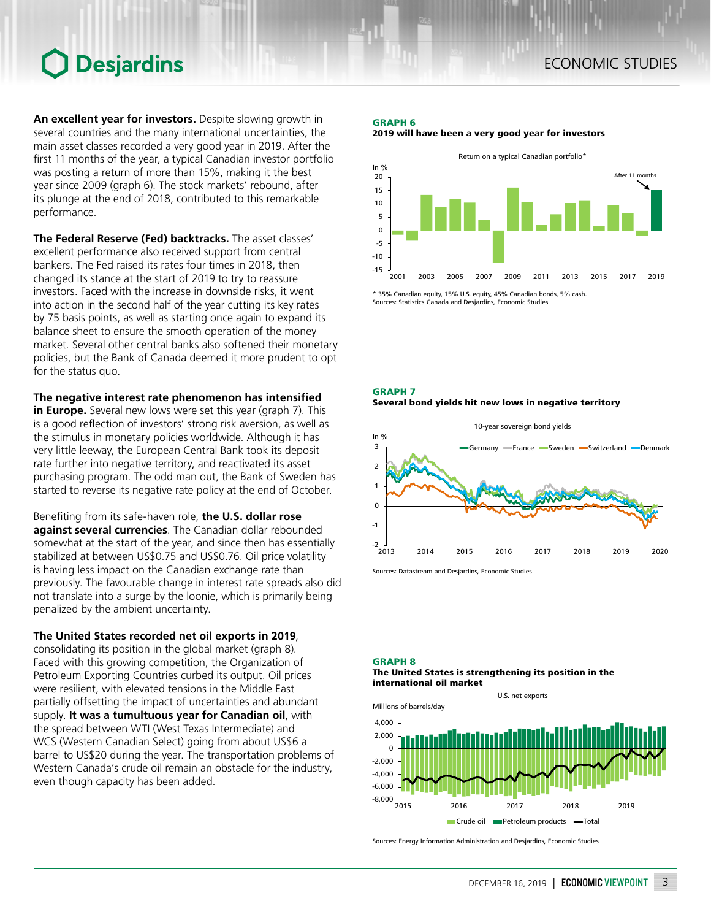**An excellent year for investors.** Despite slowing growth in several countries and the many international uncertainties, the main asset classes recorded a very good year in 2019. After the first 11 months of the year, a typical Canadian investor portfolio was posting a return of more than 15%, making it the best year since 2009 (graph 6). The stock markets' rebound, after its plunge at the end of 2018, contributed to this remarkable performance.

**The Federal Reserve (Fed) backtracks.** The asset classes' excellent performance also received support from central bankers. The Fed raised its rates four times in 2018, then changed its stance at the start of 2019 to try to reassure investors. Faced with the increase in downside risks, it went into action in the second half of the year cutting its key rates by 75 basis points, as well as starting once again to expand its balance sheet to ensure the smooth operation of the money market. Several other central banks also softened their monetary policies, but the Bank of Canada deemed it more prudent to opt for the status quo.

**The negative interest rate phenomenon has intensified in Europe.** Several new lows were set this year (graph 7). This is a good reflection of investors' strong risk aversion, as well as the stimulus in monetary policies worldwide. Although it has very little leeway, the European Central Bank took its deposit rate further into negative territory, and reactivated its asset purchasing program. The odd man out, the Bank of Sweden has started to reverse its negative rate policy at the end of October.

Benefiting from its safe-haven role, **the U.S. dollar rose against several currencies**. The Canadian dollar rebounded somewhat at the start of the year, and since then has essentially stabilized at between US$0.75 and US$0.76. Oil price volatility is having less impact on the Canadian exchange rate than previously. The favourable change in interest rate spreads also did not translate into a surge by the loonie, which is primarily being penalized by the ambient uncertainty.

**The United States recorded net oil exports in 2019**, consolidating its position in the global market (graph 8). Faced with this growing competition, the Organization of Petroleum Exporting Countries curbed its output. Oil prices were resilient, with elevated tensions in the Middle East partially offsetting the impact of uncertainties and abundant supply. **It was a tumultuous year for Canadian oil**, with the spread between WTI (West Texas Intermediate) and WCS (Western Canadian Select) going from about US$6 a barrel to US$20 during the year. The transportation problems of Western Canada's crude oil remain an obstacle for the industry, even though capacity has been added.

**GRAPH 6**
**2019 will have been a very good year for investors**

Return on a typical Canadian portfolio*

In %

After 11 months

20
15
10
5
0
-5
-10
-15

2001 2003 2005 2007 2009 2011 2013 2015 2017 2019

\* 35% Canadian equity, 15% U.S. equity, 45% Canadian bonds, 5% cash.
Sources: Statistics Canada and Desjardins, Economic Studies

**GRAPH 7**
**Several bond yields hit new lows in negative territory**

10-year sovereign bond yields

In %

Germany France Sweden Switzerland Denmark

3
2
1
0
-1
-2

2013 2014 2015 2016 2017 2018 2019 2020

Sources: Datastream and Desjardins, Economic Studies

**GRAPH 8**
**The United States is strengthening its position in the international oil market**

U.S. net exports

Millions of barrels/day

4,000
2,000
0
-2,000
-4,000
-6,000
-8,000

2015 2016 2017 2018 2019

Crude oil Petroleum products Total

Sources: Energy Information Administration and Desjardins, Economic Studies